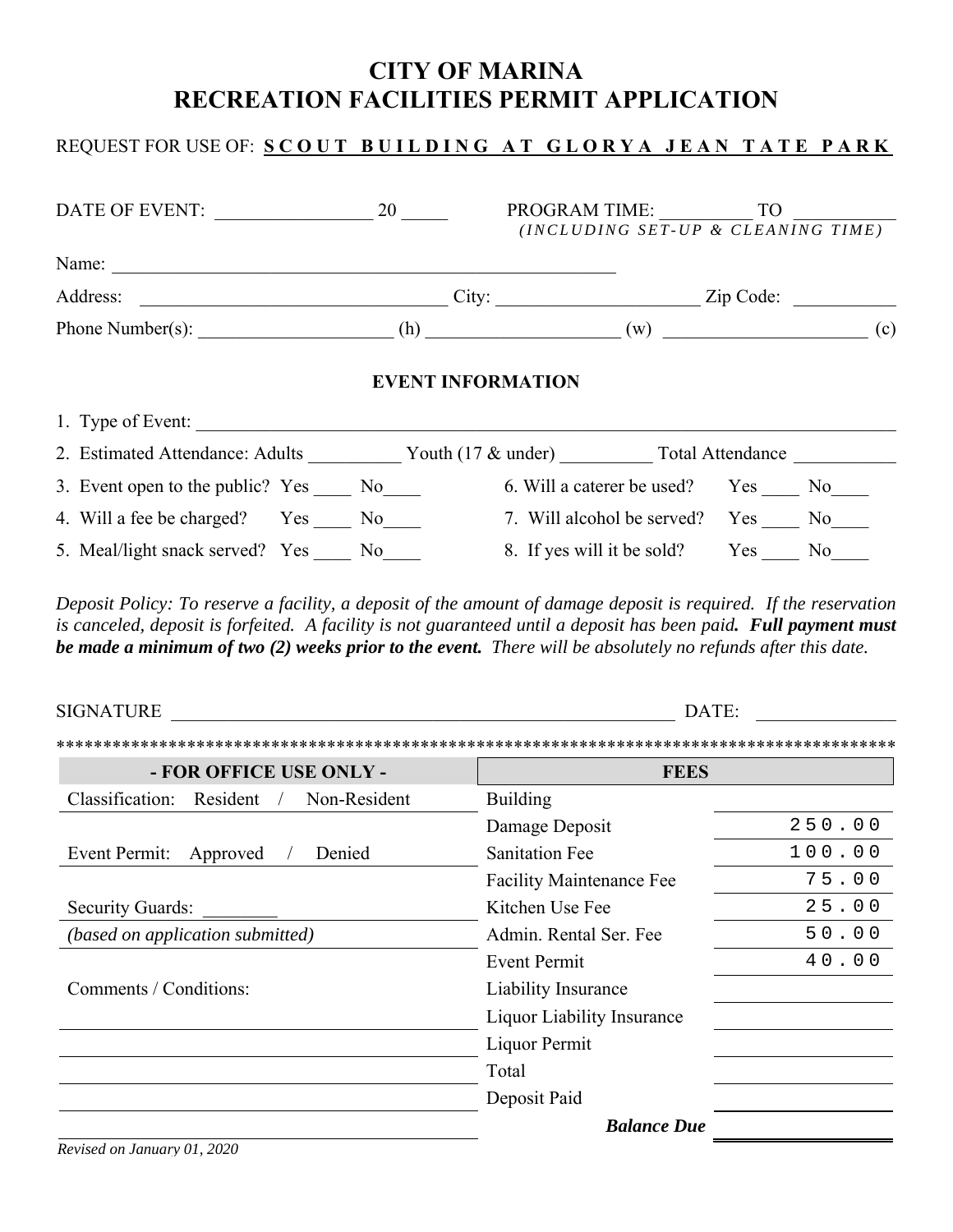# CITY OF MARINA
# RECREATION FACILITIES PERMIT APPLICATION

REQUEST FOR USE OF: **SCOUT BUILDING AT GLORYA JEAN TATE PARK**

DATE OF EVENT: ________________ 20 _____ PROGRAM TIME: __________ TO ___________
*(INCLUDING SET-UP & CLEANING TIME)*

Name: ________________________________________________________

Address: ________________________________ City: _____________________ Zip Code: ___________

Phone Number(s): ____________________ (h) ____________________ (w) _____________________ (c)

### EVENT INFORMATION

1. Type of Event: ____________________________________________________________________
2. Estimated Attendance: Adults __________ Youth (17 & under) __________ Total Attendance ___________
3. Event open to the public? Yes ____ No____
4. Will a fee be charged? Yes ____ No____
5. Meal/light snack served? Yes ____ No____
6. Will a caterer be used? Yes ____ No____
7. Will alcohol be served? Yes ____ No____
8. If yes will it be sold? Yes ____ No____

*Deposit Policy: To reserve a facility, a deposit of the amount of damage deposit is required. If the reservation is canceled, deposit is forfeited. A facility is not guaranteed until a deposit has been paid.* ***Full payment must be made a minimum of two (2) weeks prior to the event.*** *There will be absolutely no refunds after this date.*

SIGNATURE ________________________________________________________ DATE: _______________

*******************************************************************************************

| - FOR OFFICE USE ONLY - | FEES | |
|---|---|---|
| Classification: Resident / Non-Resident | Building | |
| | Damage Deposit | 250.00 |
| Event Permit: Approved / Denied | Sanitation Fee | 100.00 |
| | Facility Maintenance Fee | 75.00 |
| Security Guards: ________ | Kitchen Use Fee | 25.00 |
| *(based on application submitted)* | Admin. Rental Ser. Fee | 50.00 |
| | Event Permit | 40.00 |
| Comments / Conditions: | Liability Insurance | |
| | Liquor Liability Insurance | |
| | Liquor Permit | |
| | Total | |
| | Deposit Paid | |
| | ***Balance Due*** | |

*Revised on January 01, 2020*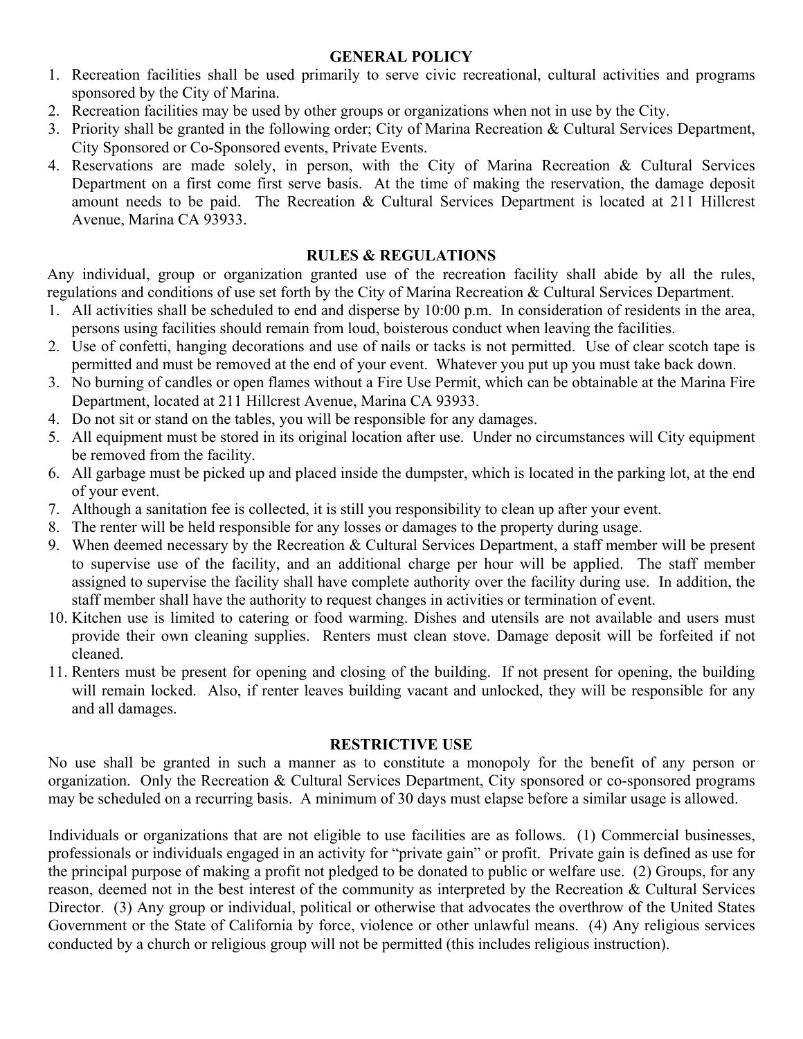## GENERAL POLICY

1. Recreation facilities shall be used primarily to serve civic recreational, cultural activities and programs sponsored by the City of Marina.
2. Recreation facilities may be used by other groups or organizations when not in use by the City.
3. Priority shall be granted in the following order; City of Marina Recreation & Cultural Services Department, City Sponsored or Co-Sponsored events, Private Events.
4. Reservations are made solely, in person, with the City of Marina Recreation & Cultural Services Department on a first come first serve basis. At the time of making the reservation, the damage deposit amount needs to be paid. The Recreation & Cultural Services Department is located at 211 Hillcrest Avenue, Marina CA 93933.

## RULES & REGULATIONS

Any individual, group or organization granted use of the recreation facility shall abide by all the rules, regulations and conditions of use set forth by the City of Marina Recreation & Cultural Services Department.

1. All activities shall be scheduled to end and disperse by 10:00 p.m. In consideration of residents in the area, persons using facilities should remain from loud, boisterous conduct when leaving the facilities.
2. Use of confetti, hanging decorations and use of nails or tacks is not permitted. Use of clear scotch tape is permitted and must be removed at the end of your event. Whatever you put up you must take back down.
3. No burning of candles or open flames without a Fire Use Permit, which can be obtainable at the Marina Fire Department, located at 211 Hillcrest Avenue, Marina CA 93933.
4. Do not sit or stand on the tables, you will be responsible for any damages.
5. All equipment must be stored in its original location after use. Under no circumstances will City equipment be removed from the facility.
6. All garbage must be picked up and placed inside the dumpster, which is located in the parking lot, at the end of your event.
7. Although a sanitation fee is collected, it is still you responsibility to clean up after your event.
8. The renter will be held responsible for any losses or damages to the property during usage.
9. When deemed necessary by the Recreation & Cultural Services Department, a staff member will be present to supervise use of the facility, and an additional charge per hour will be applied. The staff member assigned to supervise the facility shall have complete authority over the facility during use. In addition, the staff member shall have the authority to request changes in activities or termination of event.
10. Kitchen use is limited to catering or food warming. Dishes and utensils are not available and users must provide their own cleaning supplies. Renters must clean stove. Damage deposit will be forfeited if not cleaned.
11. Renters must be present for opening and closing of the building. If not present for opening, the building will remain locked. Also, if renter leaves building vacant and unlocked, they will be responsible for any and all damages.

## RESTRICTIVE USE

No use shall be granted in such a manner as to constitute a monopoly for the benefit of any person or organization. Only the Recreation & Cultural Services Department, City sponsored or co-sponsored programs may be scheduled on a recurring basis. A minimum of 30 days must elapse before a similar usage is allowed.

Individuals or organizations that are not eligible to use facilities are as follows. (1) Commercial businesses, professionals or individuals engaged in an activity for "private gain" or profit. Private gain is defined as use for the principal purpose of making a profit not pledged to be donated to public or welfare use. (2) Groups, for any reason, deemed not in the best interest of the community as interpreted by the Recreation & Cultural Services Director. (3) Any group or individual, political or otherwise that advocates the overthrow of the United States Government or the State of California by force, violence or other unlawful means. (4) Any religious services conducted by a church or religious group will not be permitted (this includes religious instruction).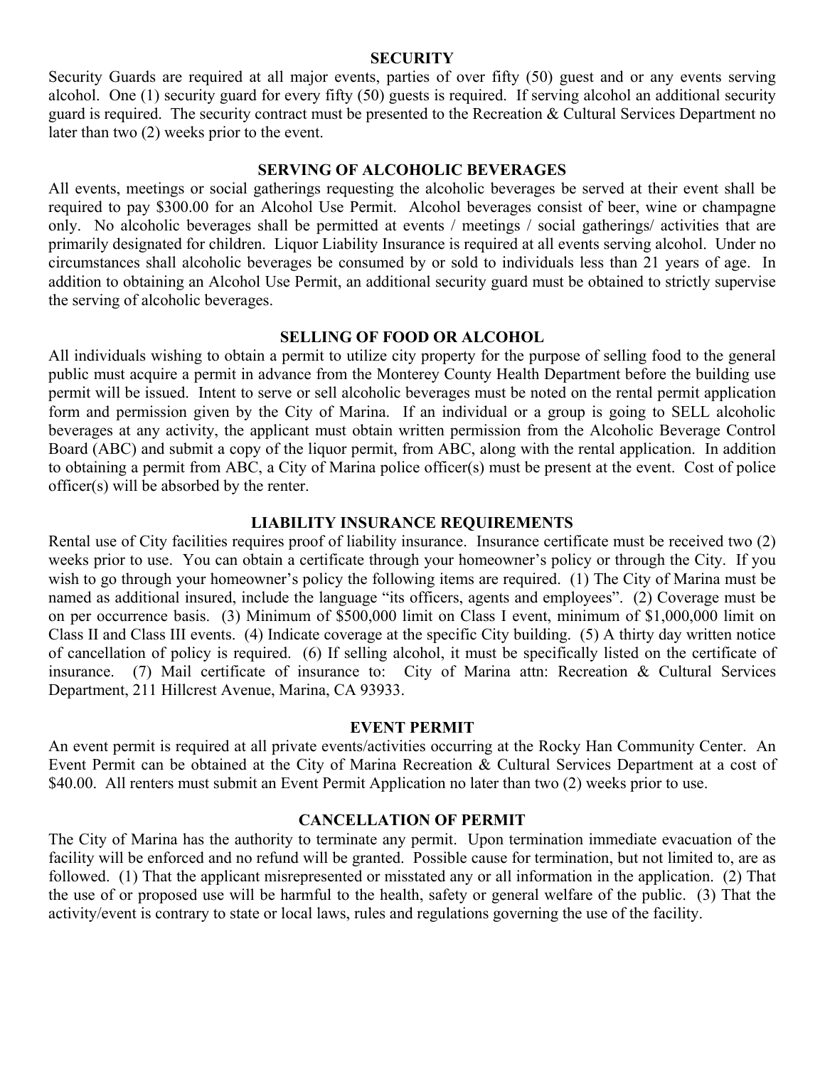## SECURITY

Security Guards are required at all major events, parties of over fifty (50) guest and or any events serving alcohol. One (1) security guard for every fifty (50) guests is required. If serving alcohol an additional security guard is required. The security contract must be presented to the Recreation & Cultural Services Department no later than two (2) weeks prior to the event.

## SERVING OF ALCOHOLIC BEVERAGES

All events, meetings or social gatherings requesting the alcoholic beverages be served at their event shall be required to pay $300.00 for an Alcohol Use Permit. Alcohol beverages consist of beer, wine or champagne only. No alcoholic beverages shall be permitted at events / meetings / social gatherings/ activities that are primarily designated for children. Liquor Liability Insurance is required at all events serving alcohol. Under no circumstances shall alcoholic beverages be consumed by or sold to individuals less than 21 years of age. In addition to obtaining an Alcohol Use Permit, an additional security guard must be obtained to strictly supervise the serving of alcoholic beverages.

## SELLING OF FOOD OR ALCOHOL

All individuals wishing to obtain a permit to utilize city property for the purpose of selling food to the general public must acquire a permit in advance from the Monterey County Health Department before the building use permit will be issued. Intent to serve or sell alcoholic beverages must be noted on the rental permit application form and permission given by the City of Marina. If an individual or a group is going to SELL alcoholic beverages at any activity, the applicant must obtain written permission from the Alcoholic Beverage Control Board (ABC) and submit a copy of the liquor permit, from ABC, along with the rental application. In addition to obtaining a permit from ABC, a City of Marina police officer(s) must be present at the event. Cost of police officer(s) will be absorbed by the renter.

## LIABILITY INSURANCE REQUIREMENTS

Rental use of City facilities requires proof of liability insurance. Insurance certificate must be received two (2) weeks prior to use. You can obtain a certificate through your homeowner's policy or through the City. If you wish to go through your homeowner's policy the following items are required. (1) The City of Marina must be named as additional insured, include the language "its officers, agents and employees". (2) Coverage must be on per occurrence basis. (3) Minimum of $500,000 limit on Class I event, minimum of $1,000,000 limit on Class II and Class III events. (4) Indicate coverage at the specific City building. (5) A thirty day written notice of cancellation of policy is required. (6) If selling alcohol, it must be specifically listed on the certificate of insurance. (7) Mail certificate of insurance to: City of Marina attn: Recreation & Cultural Services Department, 211 Hillcrest Avenue, Marina, CA 93933.

## EVENT PERMIT

An event permit is required at all private events/activities occurring at the Rocky Han Community Center. An Event Permit can be obtained at the City of Marina Recreation & Cultural Services Department at a cost of $40.00. All renters must submit an Event Permit Application no later than two (2) weeks prior to use.

## CANCELLATION OF PERMIT

The City of Marina has the authority to terminate any permit. Upon termination immediate evacuation of the facility will be enforced and no refund will be granted. Possible cause for termination, but not limited to, are as followed. (1) That the applicant misrepresented or misstated any or all information in the application. (2) That the use of or proposed use will be harmful to the health, safety or general welfare of the public. (3) That the activity/event is contrary to state or local laws, rules and regulations governing the use of the facility.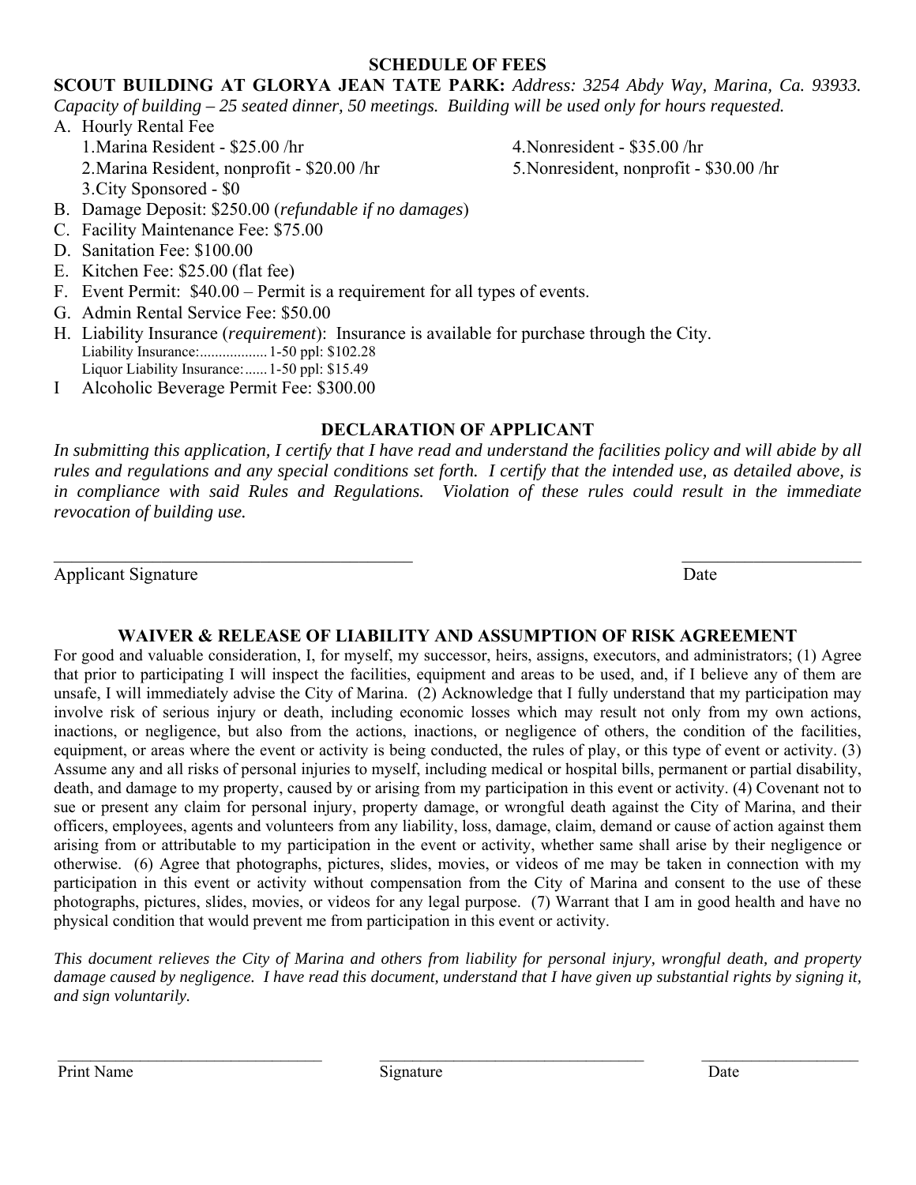## SCHEDULE OF FEES

**SCOUT BUILDING AT GLORYA JEAN TATE PARK:** *Address: 3254 Abdy Way, Marina, Ca. 93933. Capacity of building – 25 seated dinner, 50 meetings. Building will be used only for hours requested.*

A. Hourly Rental Fee
   1. Marina Resident - $25.00 /hr
   2. Marina Resident, nonprofit - $20.00 /hr
   3. City Sponsored - $0
   4. Nonresident - $35.00 /hr
   5. Nonresident, nonprofit - $30.00 /hr

B. Damage Deposit: $250.00 (*refundable if no damages*)

C. Facility Maintenance Fee: $75.00

D. Sanitation Fee: $100.00

E. Kitchen Fee: $25.00 (flat fee)

F. Event Permit: $40.00 – Permit is a requirement for all types of events.

G. Admin Rental Service Fee: $50.00

H. Liability Insurance (*requirement*): Insurance is available for purchase through the City.
   Liability Insurance:.................. 1-50 ppl: $102.28
   Liquor Liability Insurance:...... 1-50 ppl: $15.49

I Alcoholic Beverage Permit Fee: $300.00

## DECLARATION OF APPLICANT

*In submitting this application, I certify that I have read and understand the facilities policy and will abide by all rules and regulations and any special conditions set forth. I certify that the intended use, as detailed above, is in compliance with said Rules and Regulations. Violation of these rules could result in the immediate revocation of building use.*

\_\_\_\_\_\_\_\_\_\_\_\_\_\_\_\_\_\_\_\_\_\_\_\_\_\_\_\_\_\_\_\_\_\_\_\_\_\_\_\_ \_\_\_\_\_\_\_\_\_\_\_\_\_\_\_\_\_\_\_\_

Applicant Signature Date

## WAIVER & RELEASE OF LIABILITY AND ASSUMPTION OF RISK AGREEMENT

For good and valuable consideration, I, for myself, my successor, heirs, assigns, executors, and administrators; (1) Agree that prior to participating I will inspect the facilities, equipment and areas to be used, and, if I believe any of them are unsafe, I will immediately advise the City of Marina. (2) Acknowledge that I fully understand that my participation may involve risk of serious injury or death, including economic losses which may result not only from my own actions, inactions, or negligence, but also from the actions, inactions, or negligence of others, the condition of the facilities, equipment, or areas where the event or activity is being conducted, the rules of play, or this type of event or activity. (3) Assume any and all risks of personal injuries to myself, including medical or hospital bills, permanent or partial disability, death, and damage to my property, caused by or arising from my participation in this event or activity. (4) Covenant not to sue or present any claim for personal injury, property damage, or wrongful death against the City of Marina, and their officers, employees, agents and volunteers from any liability, loss, damage, claim, demand or cause of action against them arising from or attributable to my participation in the event or activity, whether same shall arise by their negligence or otherwise. (6) Agree that photographs, pictures, slides, movies, or videos of me may be taken in connection with my participation in this event or activity without compensation from the City of Marina and consent to the use of these photographs, pictures, slides, movies, or videos for any legal purpose. (7) Warrant that I am in good health and have no physical condition that would prevent me from participation in this event or activity.

*This document relieves the City of Marina and others from liability for personal injury, wrongful death, and property damage caused by negligence. I have read this document, understand that I have given up substantial rights by signing it, and sign voluntarily.*

\_\_\_\_\_\_\_\_\_\_\_\_\_\_\_\_\_\_\_\_\_\_\_\_\_\_\_\_\_\_\_\_\_\_ \_\_\_\_\_\_\_\_\_\_\_\_\_\_\_\_\_\_\_\_\_\_\_\_\_\_\_\_\_\_\_\_\_\_ \_\_\_\_\_\_\_\_\_\_\_\_\_\_\_\_\_\_\_\_

Print Name Signature Date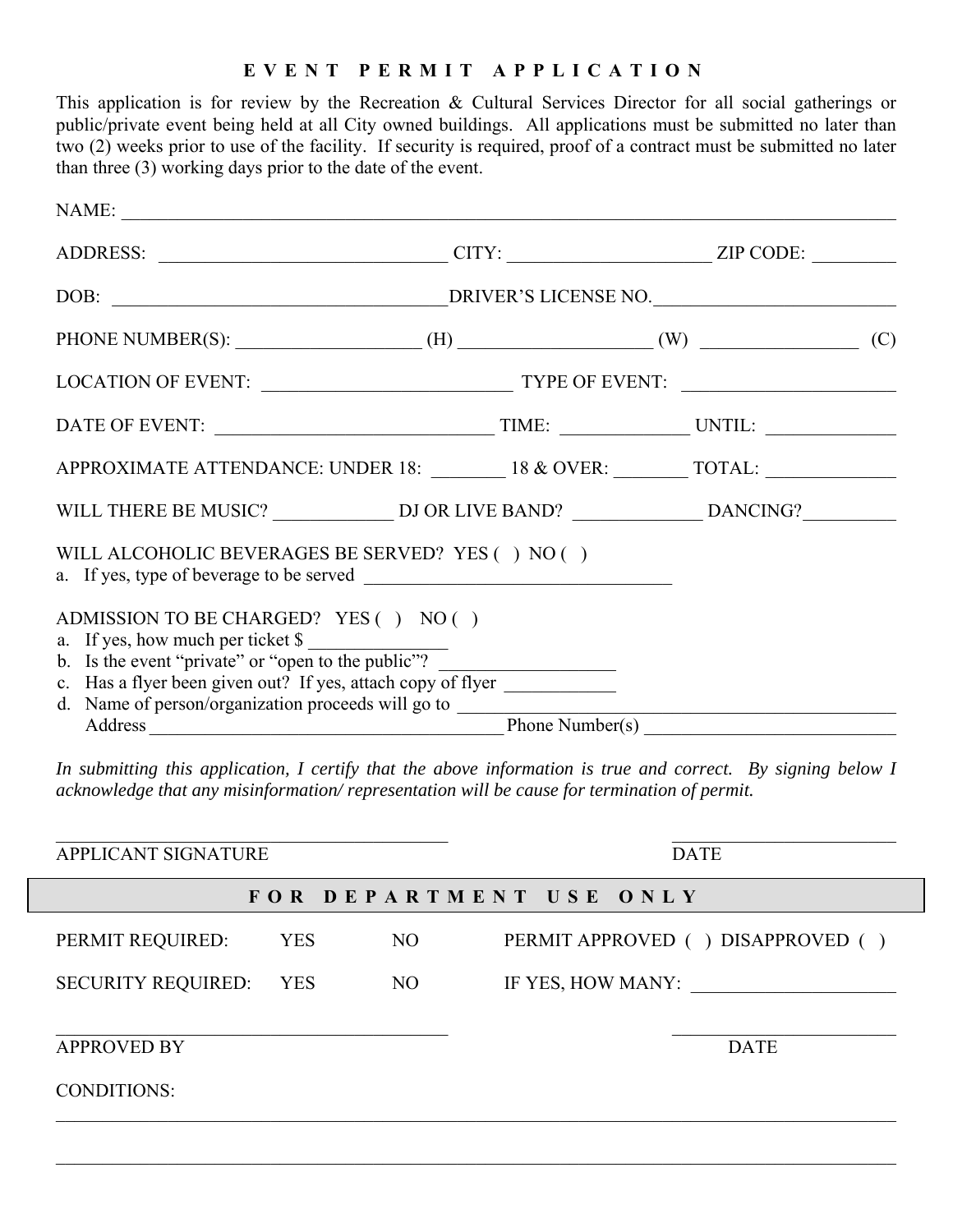# E V E N T  P E R M I T  A P P L I C A T I O N

This application is for review by the Recreation & Cultural Services Director for all social gatherings or public/private event being held at all City owned buildings. All applications must be submitted no later than two (2) weeks prior to use of the facility. If security is required, proof of a contract must be submitted no later than three (3) working days prior to the date of the event.

NAME: ______________________________________________________________

ADDRESS: ____________________________ CITY: ____________________ ZIP CODE: ________

DOB: ________________________________DRIVER'S LICENSE NO.________________________

PHONE NUMBER(S): __________________ (H) ___________________ (W) _______________ (C)

LOCATION OF EVENT: ________________________ TYPE OF EVENT: ____________________

DATE OF EVENT: ___________________________ TIME: ____________ UNTIL: ____________

APPROXIMATE ATTENDANCE: UNDER 18: _______ 18 & OVER: _______ TOTAL: ____________

WILL THERE BE MUSIC? ___________ DJ OR LIVE BAND? ____________ DANCING?_________

WILL ALCOHOLIC BEVERAGES BE SERVED? YES ( ) NO ( )

a. If yes, type of beverage to be served ______________________________

ADMISSION TO BE CHARGED? YES ( ) NO ( )

a. If yes, how much per ticket $ _____________
b. Is the event "private" or "open to the public"? _________________
c. Has a flyer been given out? If yes, attach copy of flyer ___________
d. Name of person/organization proceeds will go to ________________________________________
   Address ___________________________________ Phone Number(s) _________________________

*In submitting this application, I certify that the above information is true and correct. By signing below I acknowledge that any misinformation/ representation will be cause for termination of permit.*

______________________________________ ______________________

APPLICANT SIGNATURE DATE

## F O R  D E P A R T M E N T  U S E  O N L Y

PERMIT REQUIRED: YES NO PERMIT APPROVED ( ) DISAPPROVED ( )

SECURITY REQUIRED: YES NO IF YES, HOW MANY: ____________________

______________________________________ ______________________

APPROVED BY DATE

CONDITIONS:

______________________________________________________________________________

______________________________________________________________________________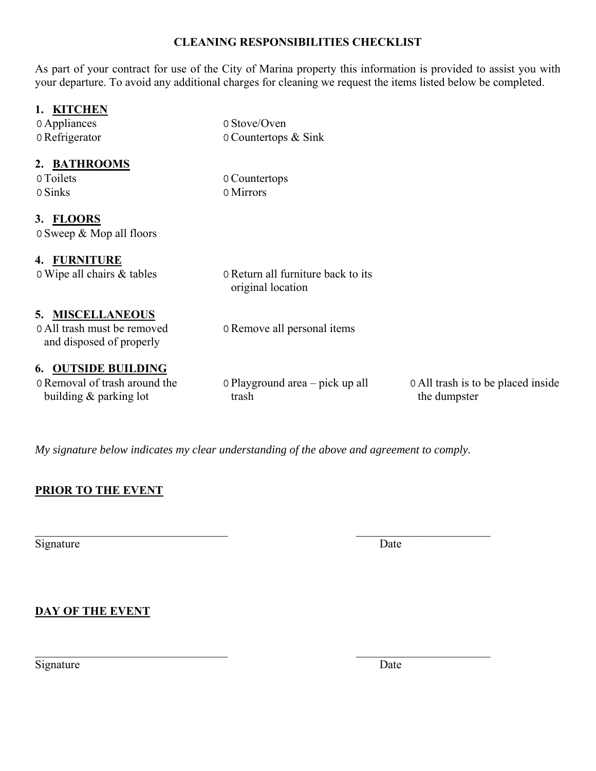**CLEANING RESPONSIBILITIES CHECKLIST**

As part of your contract for use of the City of Marina property this information is provided to assist you with your departure. To avoid any additional charges for cleaning we request the items listed below be completed.

### 1. KITCHEN

- ○ Appliances
- ○ Refrigerator
- ○ Stove/Oven
- ○ Countertops & Sink

### 2. BATHROOMS

- ○ Toilets
- ○ Sinks
- ○ Countertops
- ○ Mirrors

### 3. FLOORS

- ○ Sweep & Mop all floors

### 4. FURNITURE

- ○ Wipe all chairs & tables
- ○ Return all furniture back to its original location

### 5. MISCELLANEOUS

- ○ All trash must be removed and disposed of properly
- ○ Remove all personal items

### 6. OUTSIDE BUILDING

- ○ Removal of trash around the building & parking lot
- ○ Playground area – pick up all trash
- ○ All trash is to be placed inside the dumpster

*My signature below indicates my clear understanding of the above and agreement to comply.*

**PRIOR TO THE EVENT**

\_\_\_\_\_\_\_\_\_\_\_\_\_\_\_\_\_\_\_\_\_\_\_\_\_\_\_\_\_\_\_\_\_\_ \_\_\_\_\_\_\_\_\_\_\_\_\_\_\_\_\_\_\_\_\_\_\_\_

Signature Date

**DAY OF THE EVENT**

\_\_\_\_\_\_\_\_\_\_\_\_\_\_\_\_\_\_\_\_\_\_\_\_\_\_\_\_\_\_\_\_\_\_ \_\_\_\_\_\_\_\_\_\_\_\_\_\_\_\_\_\_\_\_\_\_\_\_

Signature Date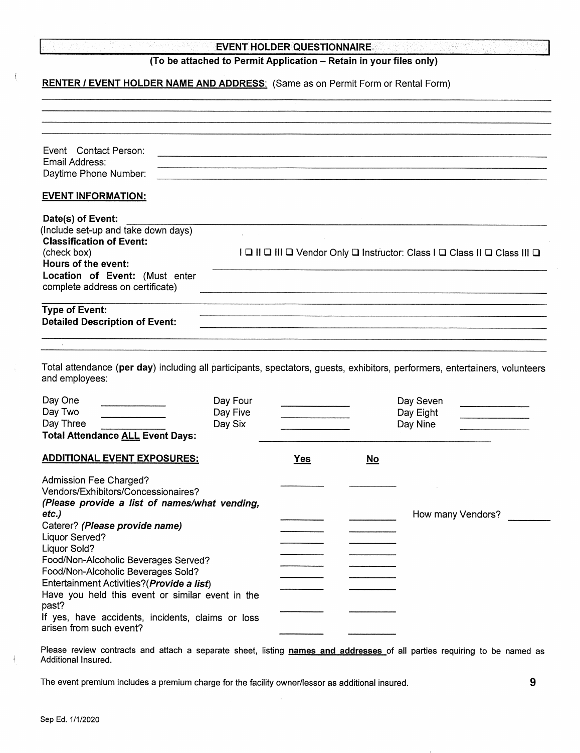# EVENT HOLDER QUESTIONNAIRE

**(To be attached to Permit Application – Retain in your files only)**

**RENTER / EVENT HOLDER NAME AND ADDRESS:** (Same as on Permit Form or Rental Form)

______________________________________________

______________________________________________

______________________________________________

______________________________________________

Event Contact Person: ______________________

Email Address: ______________________

Daytime Phone Number: ______________________

**EVENT INFORMATION:**

**Date(s) of Event:** ______________________
(Include set-up and take down days)

**Classification of Event:**
(check box) I ☐ II ☐ III ☐ Vendor Only ☐ Instructor: Class I ☐ Class II ☐ Class III ☐

**Hours of the event:** ______________________

**Location of Event:** (Must enter complete address on certificate) ______________________

**Type of Event:** ______________________

**Detailed Description of Event:** ______________________

______________________________________________

Total attendance (**per day**) including all participants, spectators, guests, exhibitors, performers, entertainers, volunteers and employees:

| | | | | | |
|---|---|---|---|---|---|
| Day One | ________ | Day Four | ________ | Day Seven | ________ |
| Day Two | ________ | Day Five | ________ | Day Eight | ________ |
| Day Three | ________ | Day Six | ________ | Day Nine | ________ |

**Total Attendance ALL Event Days:** ______________________

| **ADDITIONAL EVENT EXPOSURES:** | **Yes** | **No** | |
|---|---|---|---|
| Admission Fee Charged? | ______ | ______ | |
| Vendors/Exhibitors/Concessionaires? ***(Please provide a list of names/what vending, etc.)*** | ______ | ______ | How many Vendors? ______ |
| Caterer? ***(Please provide name)*** | ______ | ______ | |
| Liquor Served? | ______ | ______ | |
| Liquor Sold? | ______ | ______ | |
| Food/Non-Alcoholic Beverages Served? | ______ | ______ | |
| Food/Non-Alcoholic Beverages Sold? | ______ | ______ | |
| Entertainment Activities?(***Provide a list***) | ______ | ______ | |
| Have you held this event or similar event in the past? | ______ | ______ | |
| If yes, have accidents, incidents, claims or loss arisen from such event? | ______ | ______ | |

Please review contracts and attach a separate sheet, listing **names and addresses** of all parties requiring to be named as Additional Insured.

The event premium includes a premium charge for the facility owner/lessor as additional insured.

Sep Ed. 1/1/2020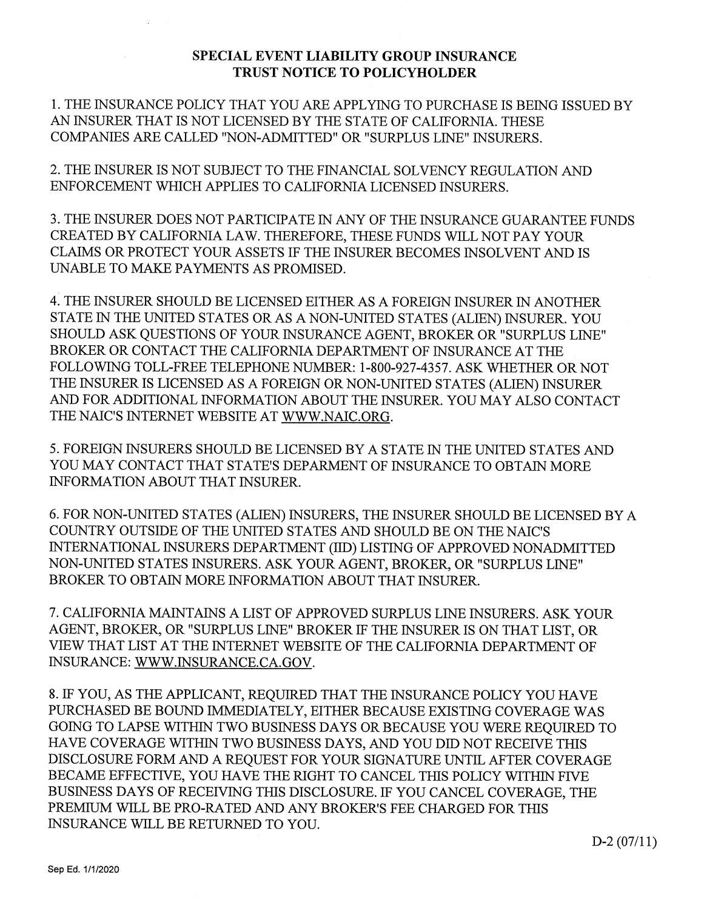# SPECIAL EVENT LIABILITY GROUP INSURANCE
# TRUST NOTICE TO POLICYHOLDER

1. THE INSURANCE POLICY THAT YOU ARE APPLYING TO PURCHASE IS BEING ISSUED BY AN INSURER THAT IS NOT LICENSED BY THE STATE OF CALIFORNIA. THESE COMPANIES ARE CALLED "NON-ADMITTED" OR "SURPLUS LINE" INSURERS.

2. THE INSURER IS NOT SUBJECT TO THE FINANCIAL SOLVENCY REGULATION AND ENFORCEMENT WHICH APPLIES TO CALIFORNIA LICENSED INSURERS.

3. THE INSURER DOES NOT PARTICIPATE IN ANY OF THE INSURANCE GUARANTEE FUNDS CREATED BY CALIFORNIA LAW. THEREFORE, THESE FUNDS WILL NOT PAY YOUR CLAIMS OR PROTECT YOUR ASSETS IF THE INSURER BECOMES INSOLVENT AND IS UNABLE TO MAKE PAYMENTS AS PROMISED.

4. THE INSURER SHOULD BE LICENSED EITHER AS A FOREIGN INSURER IN ANOTHER STATE IN THE UNITED STATES OR AS A NON-UNITED STATES (ALIEN) INSURER. YOU SHOULD ASK QUESTIONS OF YOUR INSURANCE AGENT, BROKER OR "SURPLUS LINE" BROKER OR CONTACT THE CALIFORNIA DEPARTMENT OF INSURANCE AT THE FOLLOWING TOLL-FREE TELEPHONE NUMBER: 1-800-927-4357. ASK WHETHER OR NOT THE INSURER IS LICENSED AS A FOREIGN OR NON-UNITED STATES (ALIEN) INSURER AND FOR ADDITIONAL INFORMATION ABOUT THE INSURER. YOU MAY ALSO CONTACT THE NAIC'S INTERNET WEBSITE AT WWW.NAIC.ORG.

5. FOREIGN INSURERS SHOULD BE LICENSED BY A STATE IN THE UNITED STATES AND YOU MAY CONTACT THAT STATE'S DEPARMENT OF INSURANCE TO OBTAIN MORE INFORMATION ABOUT THAT INSURER.

6. FOR NON-UNITED STATES (ALIEN) INSURERS, THE INSURER SHOULD BE LICENSED BY A COUNTRY OUTSIDE OF THE UNITED STATES AND SHOULD BE ON THE NAIC'S INTERNATIONAL INSURERS DEPARTMENT (IID) LISTING OF APPROVED NONADMITTED NON-UNITED STATES INSURERS. ASK YOUR AGENT, BROKER, OR "SURPLUS LINE" BROKER TO OBTAIN MORE INFORMATION ABOUT THAT INSURER.

7. CALIFORNIA MAINTAINS A LIST OF APPROVED SURPLUS LINE INSURERS. ASK YOUR AGENT, BROKER, OR "SURPLUS LINE" BROKER IF THE INSURER IS ON THAT LIST, OR VIEW THAT LIST AT THE INTERNET WEBSITE OF THE CALIFORNIA DEPARTMENT OF INSURANCE: WWW.INSURANCE.CA.GOV.

8. IF YOU, AS THE APPLICANT, REQUIRED THAT THE INSURANCE POLICY YOU HAVE PURCHASED BE BOUND IMMEDIATELY, EITHER BECAUSE EXISTING COVERAGE WAS GOING TO LAPSE WITHIN TWO BUSINESS DAYS OR BECAUSE YOU WERE REQUIRED TO HAVE COVERAGE WITHIN TWO BUSINESS DAYS, AND YOU DID NOT RECEIVE THIS DISCLOSURE FORM AND A REQUEST FOR YOUR SIGNATURE UNTIL AFTER COVERAGE BECAME EFFECTIVE, YOU HAVE THE RIGHT TO CANCEL THIS POLICY WITHIN FIVE BUSINESS DAYS OF RECEIVING THIS DISCLOSURE. IF YOU CANCEL COVERAGE, THE PREMIUM WILL BE PRO-RATED AND ANY BROKER'S FEE CHARGED FOR THIS INSURANCE WILL BE RETURNED TO YOU.

D-2 (07/11)

Sep Ed. 1/1/2020